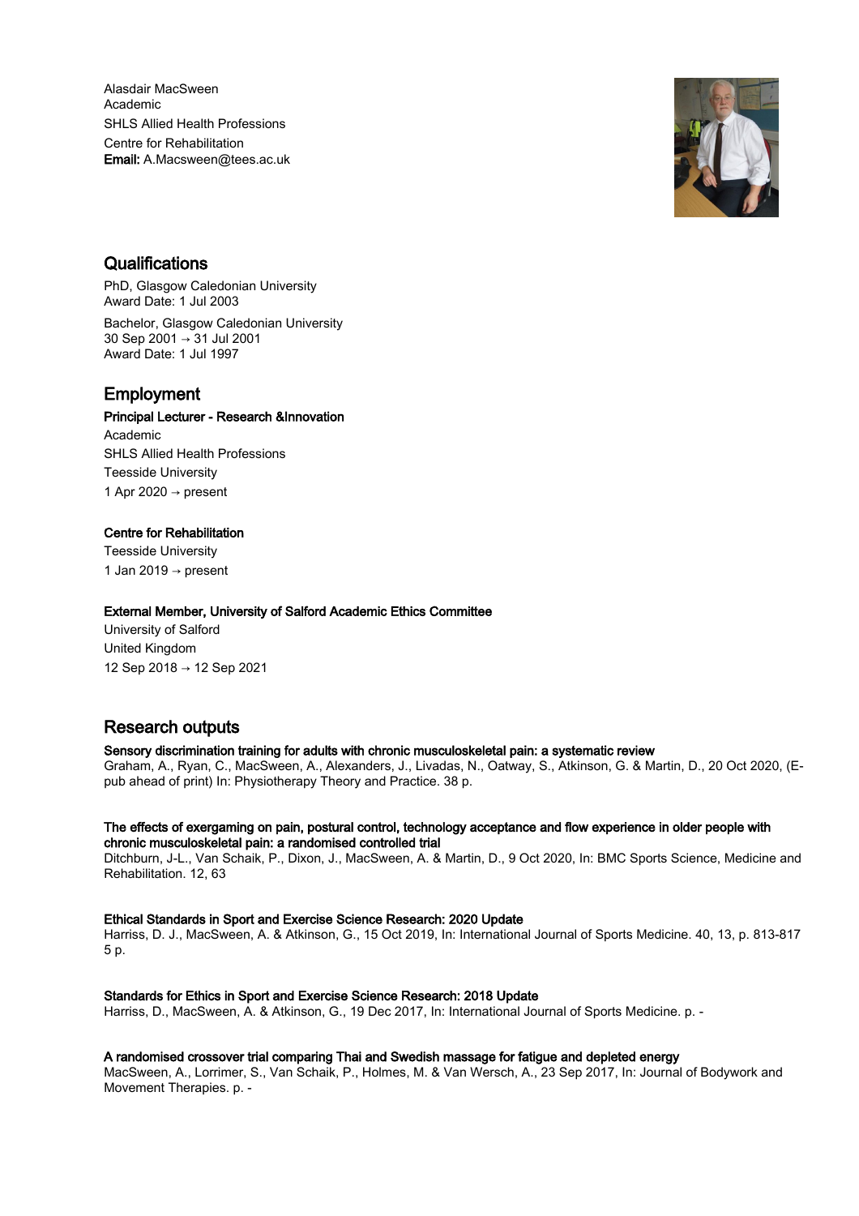Alasdair MacSween
Academic
SHLS Allied Health Professions
Centre for Rehabilitation
**Email:** A.Macsween@tees.ac.uk

## Qualifications

PhD, Glasgow Caledonian University
Award Date: 1 Jul 2003

Bachelor, Glasgow Caledonian University
30 Sep 2001 → 31 Jul 2001
Award Date: 1 Jul 1997

## Employment

**Principal Lecturer - Research &Innovation**
Academic
SHLS Allied Health Professions
Teesside University
1 Apr 2020 → present

**Centre for Rehabilitation**
Teesside University
1 Jan 2019 → present

**External Member, University of Salford Academic Ethics Committee**
University of Salford
United Kingdom
12 Sep 2018 → 12 Sep 2021

## Research outputs

**Sensory discrimination training for adults with chronic musculoskeletal pain: a systematic review**
Graham, A., Ryan, C., MacSween, A., Alexanders, J., Livadas, N., Oatway, S., Atkinson, G. & Martin, D., 20 Oct 2020, (E-pub ahead of print) In: Physiotherapy Theory and Practice. 38 p.

**The effects of exergaming on pain, postural control, technology acceptance and flow experience in older people with chronic musculoskeletal pain: a randomised controlled trial**
Ditchburn, J-L., Van Schaik, P., Dixon, J., MacSween, A. & Martin, D., 9 Oct 2020, In: BMC Sports Science, Medicine and Rehabilitation. 12, 63

**Ethical Standards in Sport and Exercise Science Research: 2020 Update**
Harriss, D. J., MacSween, A. & Atkinson, G., 15 Oct 2019, In: International Journal of Sports Medicine. 40, 13, p. 813-817 5 p.

**Standards for Ethics in Sport and Exercise Science Research: 2018 Update**
Harriss, D., MacSween, A. & Atkinson, G., 19 Dec 2017, In: International Journal of Sports Medicine. p. -

**A randomised crossover trial comparing Thai and Swedish massage for fatigue and depleted energy**
MacSween, A., Lorrimer, S., Van Schaik, P., Holmes, M. & Van Wersch, A., 23 Sep 2017, In: Journal of Bodywork and Movement Therapies. p. -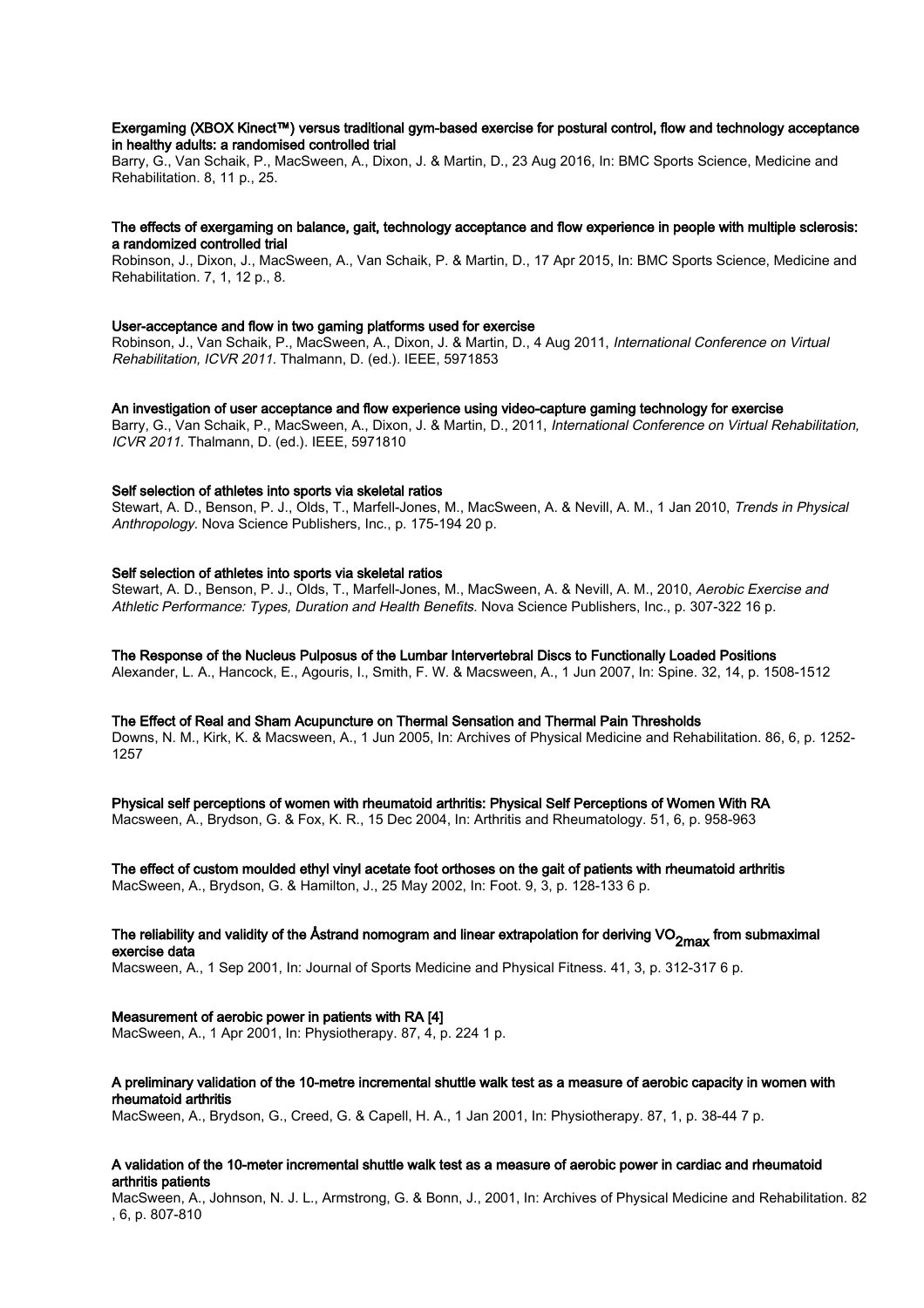**Exergaming (XBOX Kinect™) versus traditional gym-based exercise for postural control, flow and technology acceptance in healthy adults: a randomised controlled trial**

Barry, G., Van Schaik, P., MacSween, A., Dixon, J. & Martin, D., 23 Aug 2016, In: BMC Sports Science, Medicine and Rehabilitation. 8, 11 p., 25.

**The effects of exergaming on balance, gait, technology acceptance and flow experience in people with multiple sclerosis: a randomized controlled trial**

Robinson, J., Dixon, J., MacSween, A., Van Schaik, P. & Martin, D., 17 Apr 2015, In: BMC Sports Science, Medicine and Rehabilitation. 7, 1, 12 p., 8.

**User-acceptance and flow in two gaming platforms used for exercise**

Robinson, J., Van Schaik, P., MacSween, A., Dixon, J. & Martin, D., 4 Aug 2011, *International Conference on Virtual Rehabilitation, ICVR 2011.* Thalmann, D. (ed.). IEEE, 5971853

**An investigation of user acceptance and flow experience using video-capture gaming technology for exercise**

Barry, G., Van Schaik, P., MacSween, A., Dixon, J. & Martin, D., 2011, *International Conference on Virtual Rehabilitation, ICVR 2011.* Thalmann, D. (ed.). IEEE, 5971810

**Self selection of athletes into sports via skeletal ratios**

Stewart, A. D., Benson, P. J., Olds, T., Marfell-Jones, M., MacSween, A. & Nevill, A. M., 1 Jan 2010, *Trends in Physical Anthropology.* Nova Science Publishers, Inc., p. 175-194 20 p.

**Self selection of athletes into sports via skeletal ratios**

Stewart, A. D., Benson, P. J., Olds, T., Marfell-Jones, M., MacSween, A. & Nevill, A. M., 2010, *Aerobic Exercise and Athletic Performance: Types, Duration and Health Benefits.* Nova Science Publishers, Inc., p. 307-322 16 p.

**The Response of the Nucleus Pulposus of the Lumbar Intervertebral Discs to Functionally Loaded Positions**

Alexander, L. A., Hancock, E., Agouris, I., Smith, F. W. & Macsween, A., 1 Jun 2007, In: Spine. 32, 14, p. 1508-1512

**The Effect of Real and Sham Acupuncture on Thermal Sensation and Thermal Pain Thresholds**

Downs, N. M., Kirk, K. & Macsween, A., 1 Jun 2005, In: Archives of Physical Medicine and Rehabilitation. 86, 6, p. 1252-1257

**Physical self perceptions of women with rheumatoid arthritis: Physical Self Perceptions of Women With RA**

Macsween, A., Brydson, G. & Fox, K. R., 15 Dec 2004, In: Arthritis and Rheumatology. 51, 6, p. 958-963

**The effect of custom moulded ethyl vinyl acetate foot orthoses on the gait of patients with rheumatoid arthritis**

MacSween, A., Brydson, G. & Hamilton, J., 25 May 2002, In: Foot. 9, 3, p. 128-133 6 p.

**The reliability and validity of the Åstrand nomogram and linear extrapolation for deriving $VO_{2max}$ from submaximal exercise data**

Macsween, A., 1 Sep 2001, In: Journal of Sports Medicine and Physical Fitness. 41, 3, p. 312-317 6 p.

**Measurement of aerobic power in patients with RA [4]**

MacSween, A., 1 Apr 2001, In: Physiotherapy. 87, 4, p. 224 1 p.

**A preliminary validation of the 10-metre incremental shuttle walk test as a measure of aerobic capacity in women with rheumatoid arthritis**

MacSween, A., Brydson, G., Creed, G. & Capell, H. A., 1 Jan 2001, In: Physiotherapy. 87, 1, p. 38-44 7 p.

**A validation of the 10-meter incremental shuttle walk test as a measure of aerobic power in cardiac and rheumatoid arthritis patients**

MacSween, A., Johnson, N. J. L., Armstrong, G. & Bonn, J., 2001, In: Archives of Physical Medicine and Rehabilitation. 82, 6, p. 807-810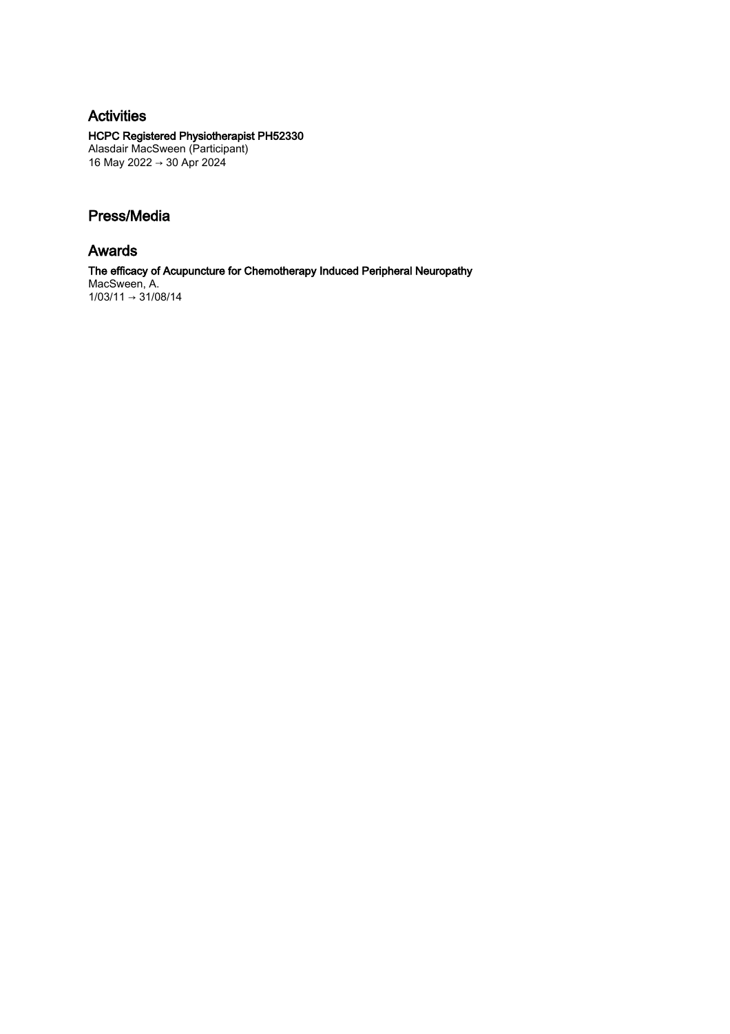## Activities

**HCPC Registered Physiotherapist PH52330**
Alasdair MacSween (Participant)
16 May 2022 → 30 Apr 2024

## Press/Media

## Awards

**The efficacy of Acupuncture for Chemotherapy Induced Peripheral Neuropathy**
MacSween, A.
1/03/11 → 31/08/14